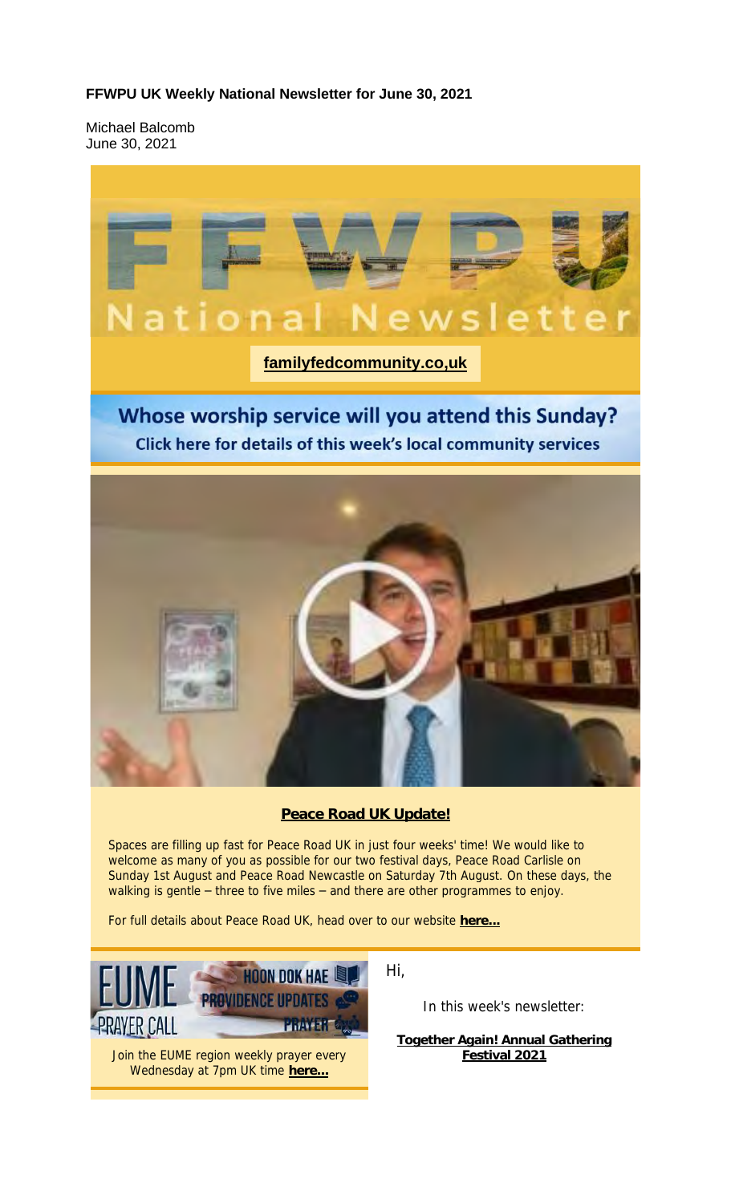**FFWPU UK Weekly National Newsletter for June 30, 2021**

Michael Balcomb
June 30, 2021

FFWPU
National Newsletter

**familyfedcommunity.co,uk**

## Whose worship service will you attend this Sunday?

**Click here for details of this week's local community services**

**Peace Road UK Update!**

Spaces are filling up fast for Peace Road UK in just four weeks' time! We would like to welcome as many of you as possible for our two festival days, Peace Road Carlisle on Sunday 1st August and Peace Road Newcastle on Saturday 7th August. On these days, the walking is gentle – three to five miles – and there are other programmes to enjoy.

For full details about Peace Road UK, head over to our website **here...**

EUME PRAYER CALL
HOON DOK HAE
PROVIDENCE UPDATES
PRAYER

Join the EUME region weekly prayer every Wednesday at 7pm UK time **here...**

Hi,

In this week's newsletter:

**Together Again! Annual Gathering Festival 2021**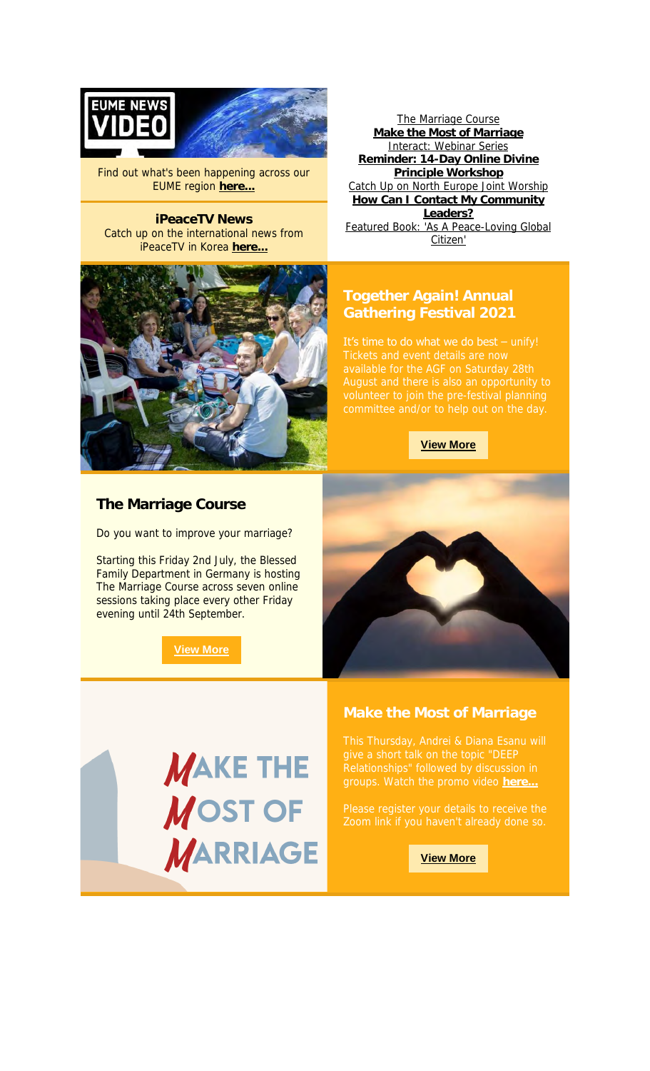Find out what's been happening across our EUME region **here...**

**iPeaceTV News**

Catch up on the international news from iPeaceTV in Korea **here...**

The Marriage Course
**Make the Most of Marriage**
Interact: Webinar Series
**Reminder: 14-Day Online Divine Principle Workshop**
Catch Up on North Europe Joint Worship
**How Can I Contact My Community Leaders?**
Featured Book: 'As A Peace-Loving Global Citizen'

## Together Again! Annual Gathering Festival 2021

It's time to do what we do best – unify! Tickets and event details are now available for the AGF on Saturday 28th August and there is also an opportunity to volunteer to join the pre-festival planning committee and/or to help out on the day.

**View More**

## The Marriage Course

Do you want to improve your marriage?

Starting this Friday 2nd July, the Blessed Family Department in Germany is hosting The Marriage Course across seven online sessions taking place every other Friday evening until 24th September.

**View More**

## Make the Most of Marriage

This Thursday, Andrei & Diana Esanu will give a short talk on the topic "DEEP Relationships" followed by discussion in groups. Watch the promo video **here...**

Please register your details to receive the Zoom link if you haven't already done so.

**View More**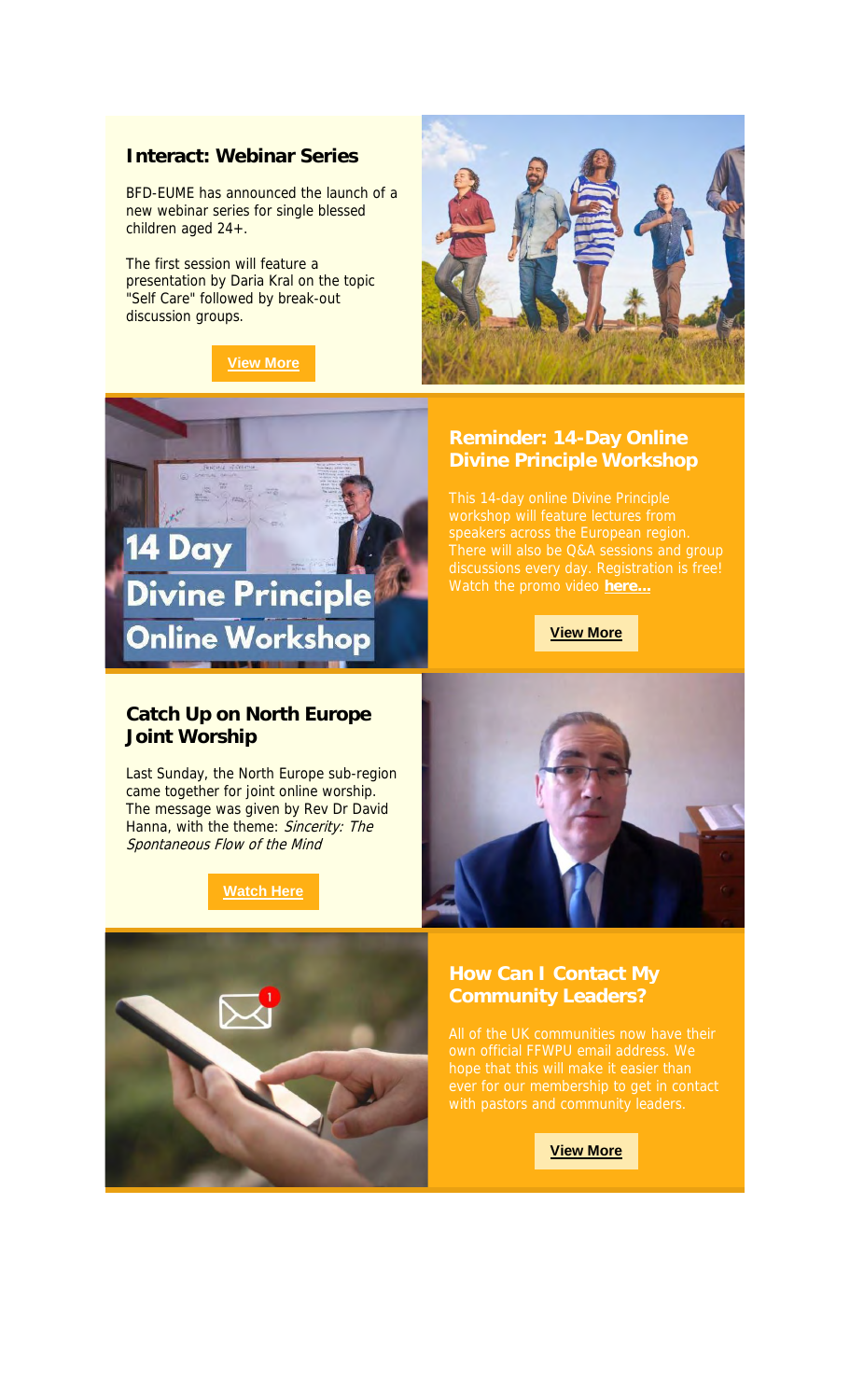## Interact: Webinar Series

BFD-EUME has announced the launch of a new webinar series for single blessed children aged 24+.

The first session will feature a presentation by Daria Kral on the topic "Self Care" followed by break-out discussion groups.

**View More**

## Reminder: 14-Day Online Divine Principle Workshop

This 14-day online Divine Principle workshop will feature lectures from speakers across the European region. There will also be Q&A sessions and group discussions every day. Registration is free! Watch the promo video **here...**

**View More**

## Catch Up on North Europe Joint Worship

Last Sunday, the North Europe sub-region came together for joint online worship. The message was given by Rev Dr David Hanna, with the theme: *Sincerity: The Spontaneous Flow of the Mind*

**Watch Here**

## How Can I Contact My Community Leaders?

All of the UK communities now have their own official FFWPU email address. We hope that this will make it easier than ever for our membership to get in contact with pastors and community leaders.

**View More**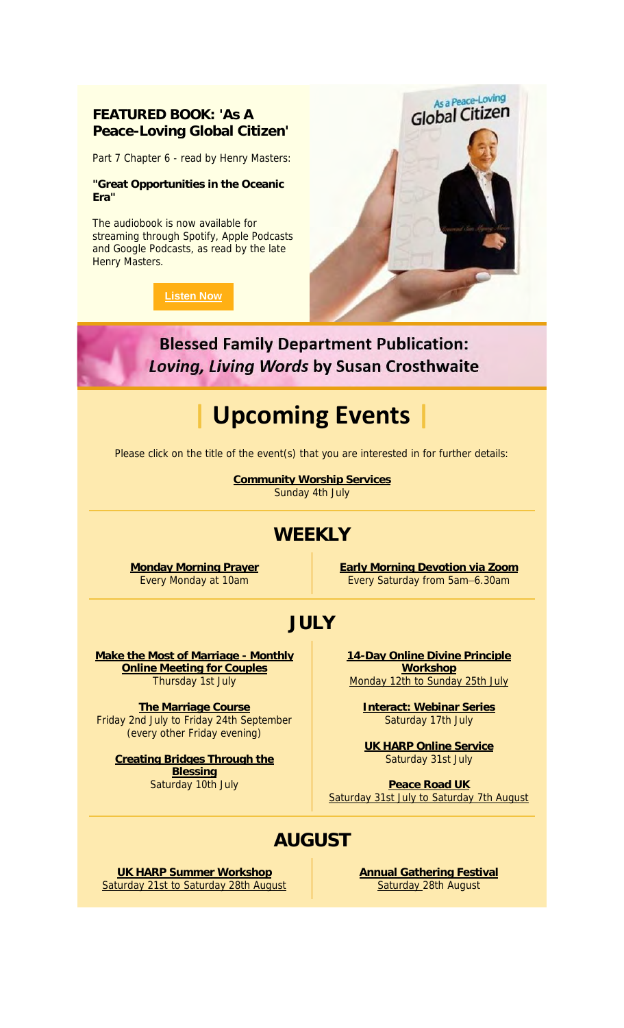**FEATURED BOOK: 'As A Peace-Loving Global Citizen'**

Part 7 Chapter 6 - read by Henry Masters:

**"Great Opportunities in the Oceanic Era"**

The audiobook is now available for streaming through Spotify, Apple Podcasts and Google Podcasts, as read by the late Henry Masters.

**Listen Now**

**Blessed Family Department Publication: *Loving, Living Words* by Susan Crosthwaite**

# | Upcoming Events |

Please click on the title of the event(s) that you are interested in for further details:

**Community Worship Services**
Sunday 4th July

## WEEKLY

**Monday Morning Prayer**
Every Monday at 10am

**Early Morning Devotion via Zoom**
Every Saturday from 5am–6.30am

## JULY

**Make the Most of Marriage - Monthly Online Meeting for Couples**
Thursday 1st July

**The Marriage Course**
Friday 2nd July to Friday 24th September (every other Friday evening)

**Creating Bridges Through the Blessing**
Saturday 10th July

**14-Day Online Divine Principle Workshop**
Monday 12th to Sunday 25th July

**Interact: Webinar Series**
Saturday 17th July

**UK HARP Online Service**
Saturday 31st July

**Peace Road UK**
Saturday 31st July to Saturday 7th August

## AUGUST

**UK HARP Summer Workshop**
Saturday 21st to Saturday 28th August

**Annual Gathering Festival**
Saturday 28th August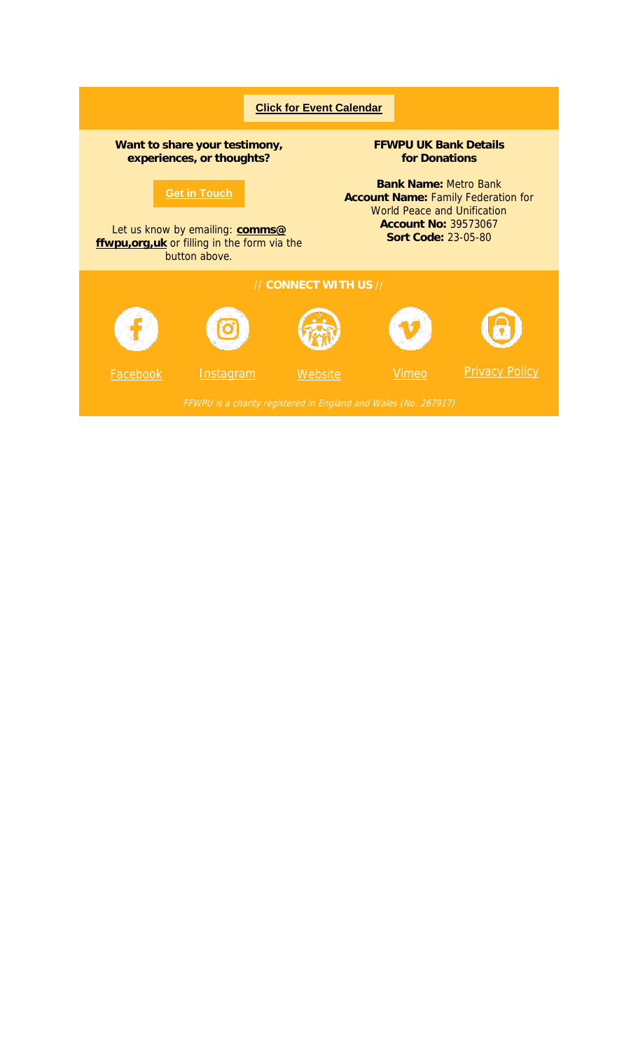**Click for Event Calendar**

**Want to share your testimony, experiences, or thoughts?**

**Get in Touch**

Let us know by emailing: **comms@ffwpu,org,uk** or filling in the form via the button above.

**FFWPU UK Bank Details for Donations**

**Bank Name:** Metro Bank
**Account Name:** Family Federation for World Peace and Unification
**Account No:** 39573067
**Sort Code:** 23-05-80

// **CONNECT WITH US** //

Facebook Instagram Website Vimeo Privacy Policy

*FFWPU is a charity registered in England and Wales (No. 267917)*